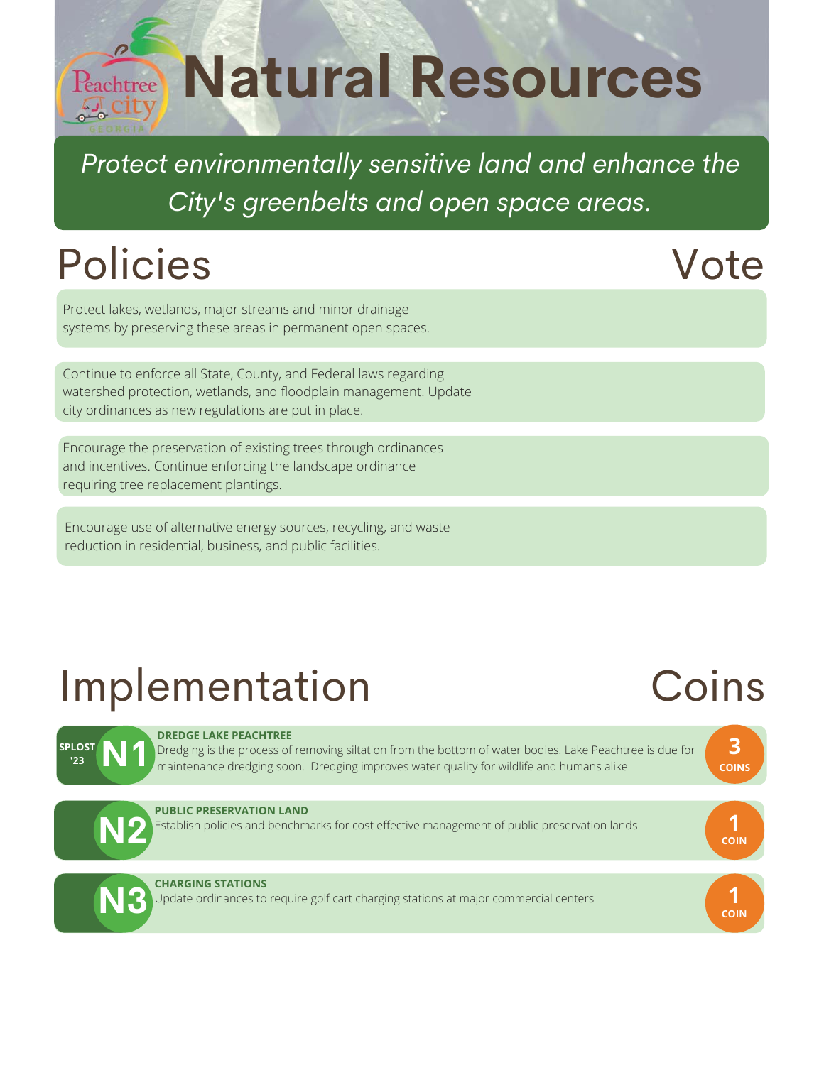# Natural Resources

*Protect environmentally sensitive land and enhance the City's greenbelts and open space areas.*

## Policies

**Vote**

- Protect lakes, wetlands, major streams and minor drainage systems by preserving these areas in permanent open spaces.
- Continue to enforce all State, County, and Federal laws regarding watershed protection, wetlands, and floodplain management. Update city ordinances as new regulations are put in place.
- Encourage the preservation of existing trees through ordinances and incentives. Continue enforcing the landscape ordinance requiring tree replacement plantings.
- Encourage use of alternative energy sources, recycling, and waste reduction in residential, business, and public facilities.

## Implementation

**Coins**

| | Item | Coins |
|---|---|---|
| SPLOST '23 **N1** | **DREDGE LAKE PEACHTREE** Dredging is the process of removing siltation from the bottom of water bodies. Lake Peachtree is due for maintenance dredging soon. Dredging improves water quality for wildlife and humans alike. | 3 COINS |
| **N2** | **PUBLIC PRESERVATION LAND** Establish policies and benchmarks for cost effective management of public preservation lands | 1 COIN |
| **N3** | **CHARGING STATIONS** Update ordinances to require golf cart charging stations at major commercial centers | 1 COIN |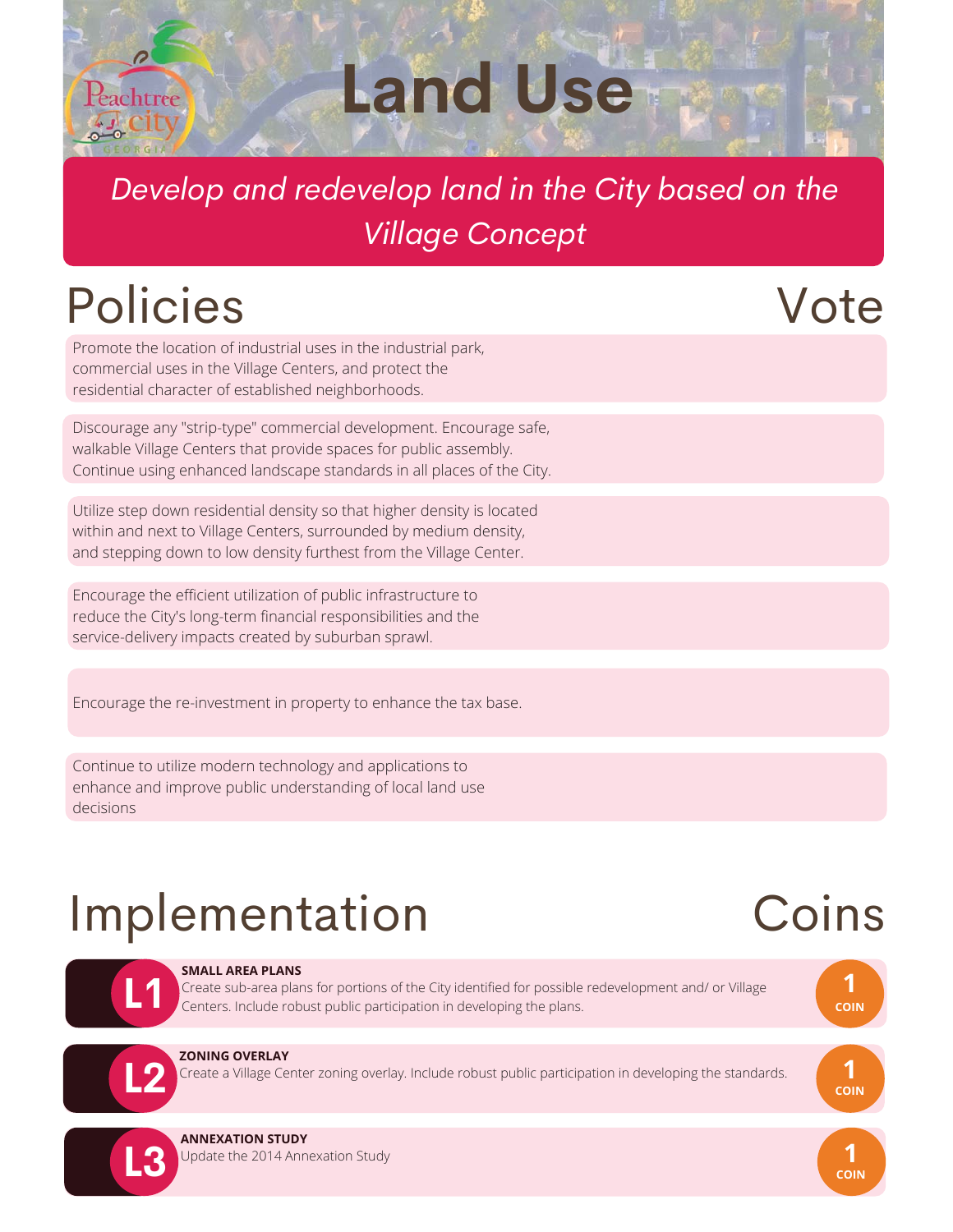# Land Use

*Develop and redevelop land in the City based on the Village Concept*

## Policies

**Vote**

- Promote the location of industrial uses in the industrial park, commercial uses in the Village Centers, and protect the residential character of established neighborhoods.
- Discourage any "strip-type" commercial development. Encourage safe, walkable Village Centers that provide spaces for public assembly. Continue using enhanced landscape standards in all places of the City.
- Utilize step down residential density so that higher density is located within and next to Village Centers, surrounded by medium density, and stepping down to low density furthest from the Village Center.
- Encourage the efficient utilization of public infrastructure to reduce the City's long-term financial responsibilities and the service-delivery impacts created by suburban sprawl.
- Encourage the re-investment in property to enhance the tax base.
- Continue to utilize modern technology and applications to enhance and improve public understanding of local land use decisions

## Implementation

| | Implementation | Coins |
| --- | --- | --- |
| L1 | **SMALL AREA PLANS** Create sub-area plans for portions of the City identified for possible redevelopment and/ or Village Centers. Include robust public participation in developing the plans. | 1 COIN |
| L2 | **ZONING OVERLAY** Create a Village Center zoning overlay. Include robust public participation in developing the standards. | 1 COIN |
| L3 | **ANNEXATION STUDY** Update the 2014 Annexation Study | 1 COIN |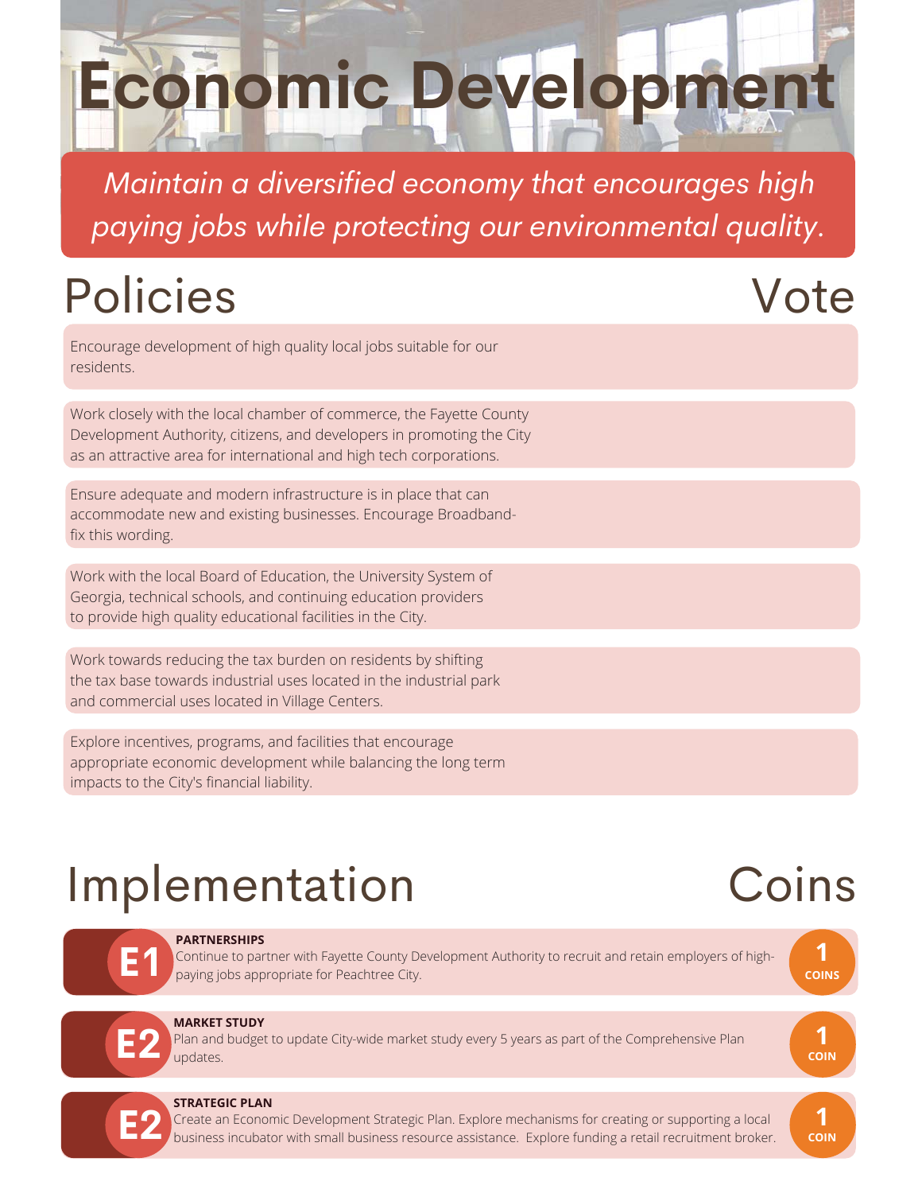# Economic Development

*Maintain a diversified economy that encourages high paying jobs while protecting our environmental quality.*

## Policies

**Vote**

- Encourage development of high quality local jobs suitable for our residents.
- Work closely with the local chamber of commerce, the Fayette County Development Authority, citizens, and developers in promoting the City as an attractive area for international and high tech corporations.
- Ensure adequate and modern infrastructure is in place that can accommodate new and existing businesses. Encourage Broadband-fix this wording.
- Work with the local Board of Education, the University System of Georgia, technical schools, and continuing education providers to provide high quality educational facilities in the City.
- Work towards reducing the tax burden on residents by shifting the tax base towards industrial uses located in the industrial park and commercial uses located in Village Centers.
- Explore incentives, programs, and facilities that encourage appropriate economic development while balancing the long term impacts to the City's financial liability.

## Implementation

**Coins**

| | Implementation | Coins |
|---|---|---|
| E1 | **PARTNERSHIPS** Continue to partner with Fayette County Development Authority to recruit and retain employers of high-paying jobs appropriate for Peachtree City. | 1 COINS |
| E2 | **MARKET STUDY** Plan and budget to update City-wide market study every 5 years as part of the Comprehensive Plan updates. | 1 COIN |
| E2 | **STRATEGIC PLAN** Create an Economic Development Strategic Plan. Explore mechanisms for creating or supporting a local business incubator with small business resource assistance. Explore funding a retail recruitment broker. | 1 COIN |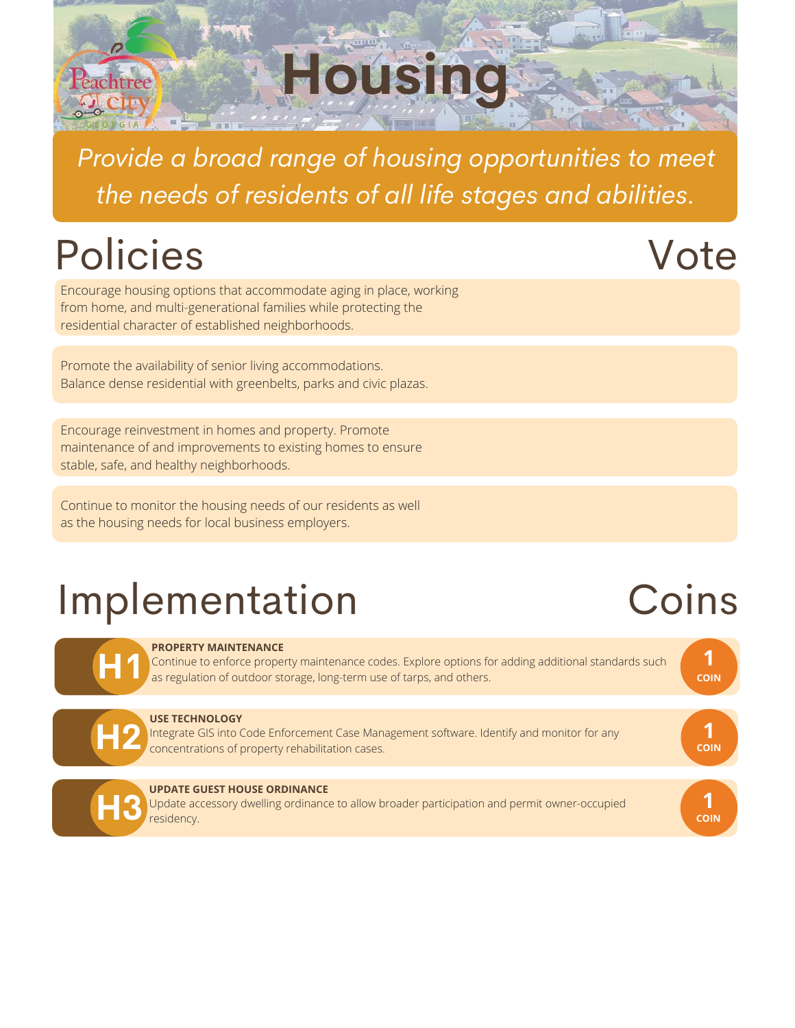# Housing

*Provide a broad range of housing opportunities to meet the needs of residents of all life stages and abilities.*

## Policies

| Policies | Vote |
|---|---|
| Encourage housing options that accommodate aging in place, working from home, and multi-generational families while protecting the residential character of established neighborhoods. | |
| Promote the availability of senior living accommodations. Balance dense residential with greenbelts, parks and civic plazas. | |
| Encourage reinvestment in homes and property. Promote maintenance of and improvements to existing homes to ensure stable, safe, and healthy neighborhoods. | |
| Continue to monitor the housing needs of our residents as well as the housing needs for local business employers. | |

## Implementation

| Implementation | | Coins |
|---|---|---|
| H1 | **PROPERTY MAINTENANCE** Continue to enforce property maintenance codes. Explore options for adding additional standards such as regulation of outdoor storage, long-term use of tarps, and others. | 1 COIN |
| H2 | **USE TECHNOLOGY** Integrate GIS into Code Enforcement Case Management software. Identify and monitor for any concentrations of property rehabilitation cases. | 1 COIN |
| H3 | **UPDATE GUEST HOUSE ORDINANCE** Update accessory dwelling ordinance to allow broader participation and permit owner-occupied residency. | 1 COIN |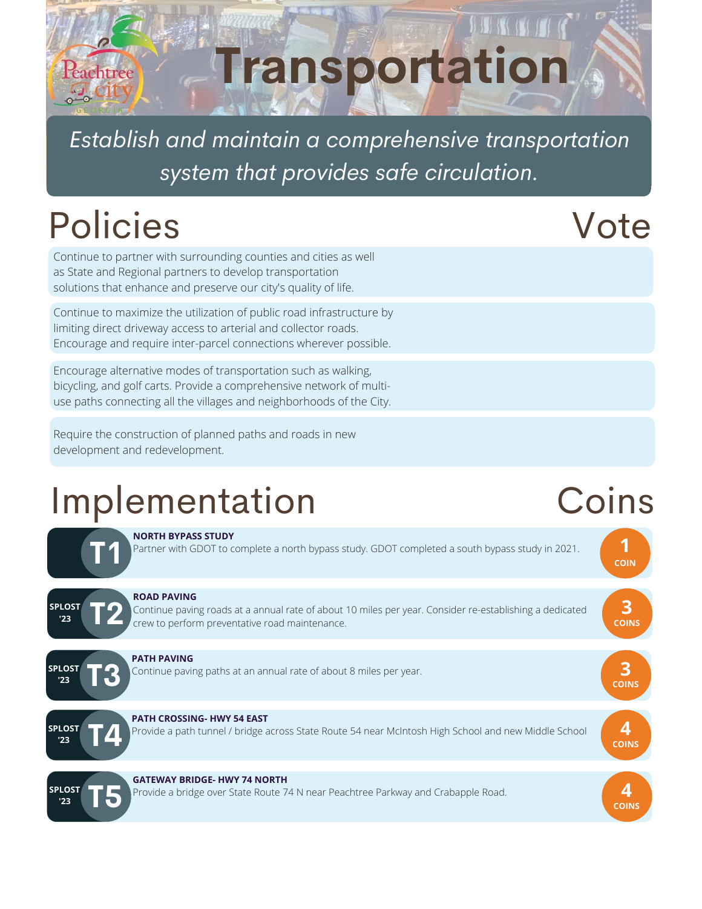# Transportation

*Establish and maintain a comprehensive transportation system that provides safe circulation.*

## Policies

**Vote**

- Continue to partner with surrounding counties and cities as well as State and Regional partners to develop transportation solutions that enhance and preserve our city's quality of life.
- Continue to maximize the utilization of public road infrastructure by limiting direct driveway access to arterial and collector roads. Encourage and require inter-parcel connections wherever possible.
- Encourage alternative modes of transportation such as walking, bicycling, and golf carts. Provide a comprehensive network of multi-use paths connecting all the villages and neighborhoods of the City.
- Require the construction of planned paths and roads in new development and redevelopment.

## Implementation

| ID | Item | Coins |
|---|---|---|
| T1 | **NORTH BYPASS STUDY**<br>Partner with GDOT to complete a north bypass study. GDOT completed a south bypass study in 2021. | 1 COIN |
| SPLOST '23 T2 | **ROAD PAVING**<br>Continue paving roads at a annual rate of about 10 miles per year. Consider re-establishing a dedicated crew to perform preventative road maintenance. | 3 COINS |
| SPLOST '23 T3 | **PATH PAVING**<br>Continue paving paths at an annual rate of about 8 miles per year. | 3 COINS |
| SPLOST '23 T4 | **PATH CROSSING- HWY 54 EAST**<br>Provide a path tunnel / bridge across State Route 54 near McIntosh High School and new Middle School | 4 COINS |
| SPLOST '23 T5 | **GATEWAY BRIDGE- HWY 74 NORTH**<br>Provide a bridge over State Route 74 N near Peachtree Parkway and Crabapple Road. | 4 COINS |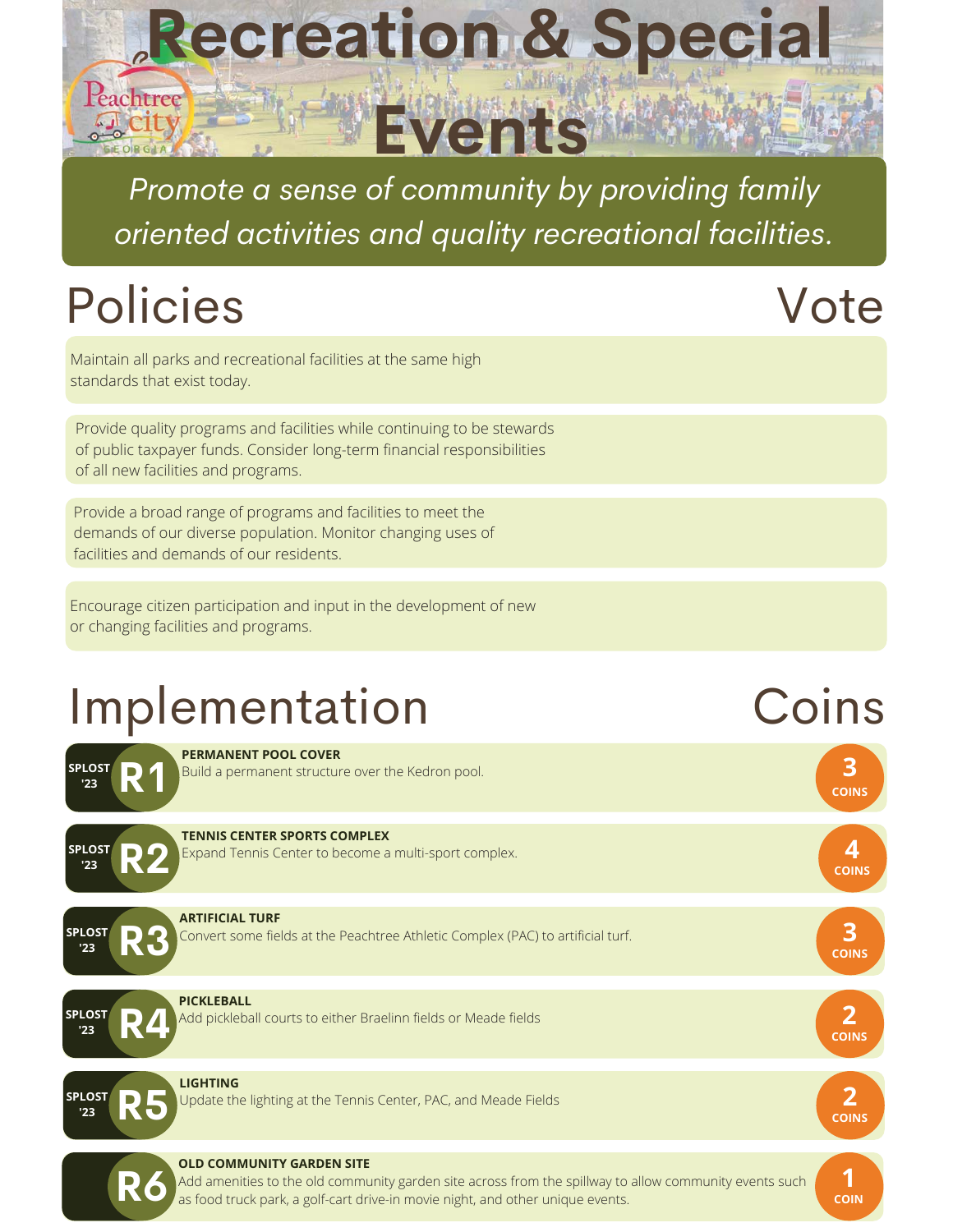# Recreation & Special Events

*Promote a sense of community by providing family oriented activities and quality recreational facilities.*

## Policies

**Vote**

- Maintain all parks and recreational facilities at the same high standards that exist today.
- Provide quality programs and facilities while continuing to be stewards of public taxpayer funds. Consider long-term financial responsibilities of all new facilities and programs.
- Provide a broad range of programs and facilities to meet the demands of our diverse population. Monitor changing uses of facilities and demands of our residents.
- Encourage citizen participation and input in the development of new or changing facilities and programs.

## Implementation

| | ID | Item | Coins |
|---|---|---|---|
| SPLOST '23 | R1 | **PERMANENT POOL COVER** Build a permanent structure over the Kedron pool. | 3 COINS |
| SPLOST '23 | R2 | **TENNIS CENTER SPORTS COMPLEX** Expand Tennis Center to become a multi-sport complex. | 4 COINS |
| SPLOST '23 | R3 | **ARTIFICIAL TURF** Convert some fields at the Peachtree Athletic Complex (PAC) to artificial turf. | 3 COINS |
| SPLOST '23 | R4 | **PICKLEBALL** Add pickleball courts to either Braelinn fields or Meade fields | 2 COINS |
| SPLOST '23 | R5 | **LIGHTING** Update the lighting at the Tennis Center, PAC, and Meade Fields | 2 COINS |
| | R6 | **OLD COMMUNITY GARDEN SITE** Add amenities to the old community garden site across from the spillway to allow community events such as food truck park, a golf-cart drive-in movie night, and other unique events. | 1 COIN |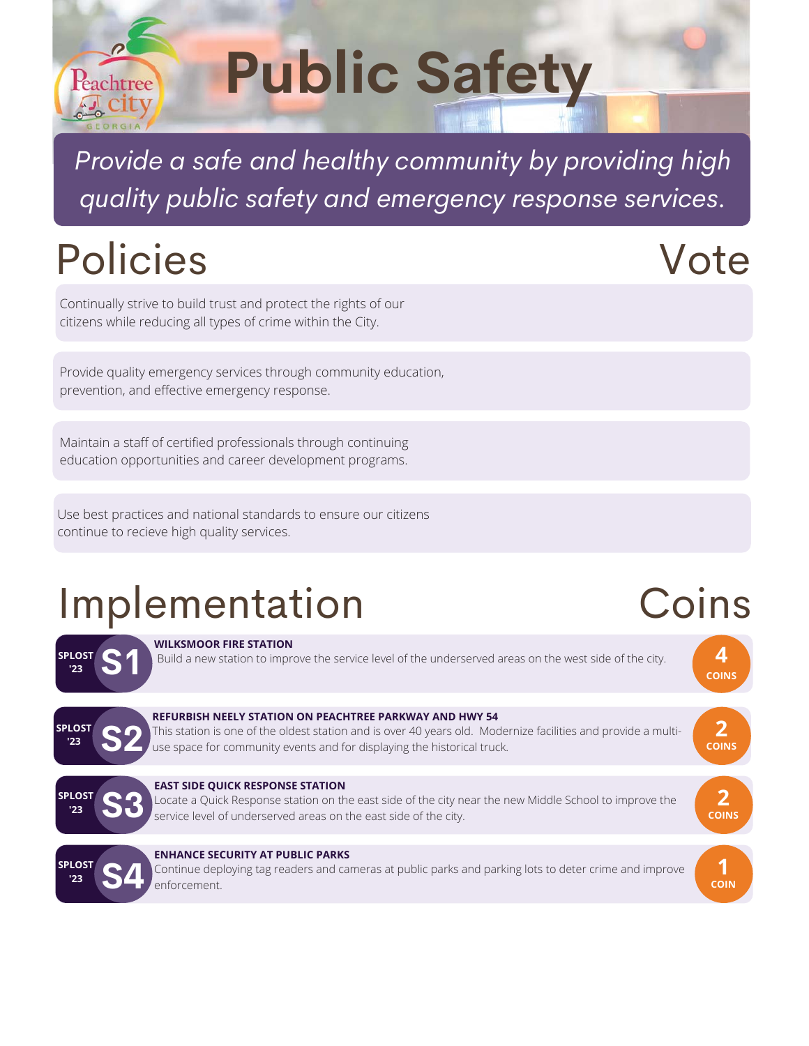# Public Safety

*Provide a safe and healthy community by providing high quality public safety and emergency response services.*

## Policies

Vote

- Continually strive to build trust and protect the rights of our citizens while reducing all types of crime within the City.
- Provide quality emergency services through community education, prevention, and effective emergency response.
- Maintain a staff of certified professionals through continuing education opportunities and career development programs.
- Use best practices and national standards to ensure our citizens continue to recieve high quality services.

## Implementation

Coins

| | Project | Coins |
|---|---|---|
| SPLOST '23 S1 | **WILKSMOOR FIRE STATION** Build a new station to improve the service level of the underserved areas on the west side of the city. | 4 COINS |
| SPLOST '23 S2 | **REFURBISH NEELY STATION ON PEACHTREE PARKWAY AND HWY 54** This station is one of the oldest station and is over 40 years old. Modernize facilities and provide a multi-use space for community events and for displaying the historical truck. | 2 COINS |
| SPLOST '23 S3 | **EAST SIDE QUICK RESPONSE STATION** Locate a Quick Response station on the east side of the city near the new Middle School to improve the service level of underserved areas on the east side of the city. | 2 COINS |
| SPLOST '23 S4 | **ENHANCE SECURITY AT PUBLIC PARKS** Continue deploying tag readers and cameras at public parks and parking lots to deter crime and improve enforcement. | 1 COIN |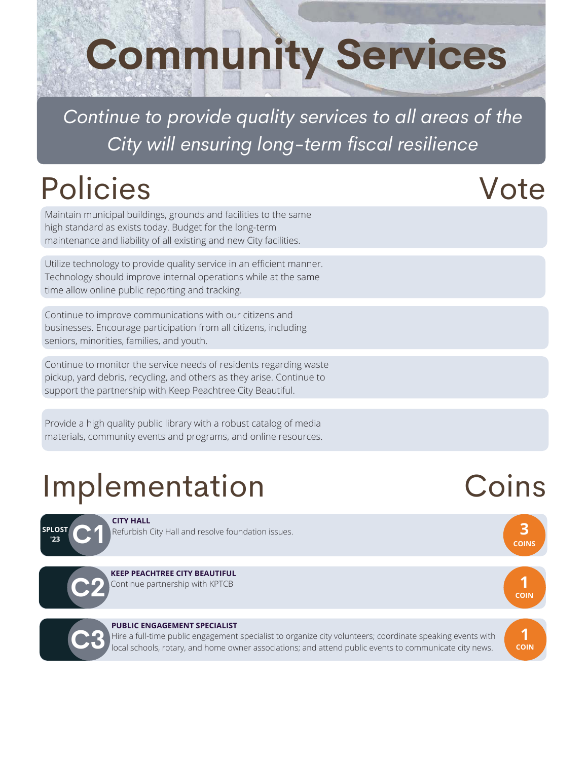# Community Services

*Continue to provide quality services to all areas of the City will ensuring long-term fiscal resilience*

## Policies

**Vote**

- Maintain municipal buildings, grounds and facilities to the same high standard as exists today. Budget for the long-term maintenance and liability of all existing and new City facilities.
- Utilize technology to provide quality service in an efficient manner. Technology should improve internal operations while at the same time allow online public reporting and tracking.
- Continue to improve communications with our citizens and businesses. Encourage participation from all citizens, including seniors, minorities, families, and youth.
- Continue to monitor the service needs of residents regarding waste pickup, yard debris, recycling, and others as they arise. Continue to support the partnership with Keep Peachtree City Beautiful.
- Provide a high quality public library with a robust catalog of media materials, community events and programs, and online resources.

## Implementation

**Coins**

| ID | Item | Coins |
|---|---|---|
| SPLOST '23 C1 | **CITY HALL** Refurbish City Hall and resolve foundation issues. | 3 COINS |
| C2 | **KEEP PEACHTREE CITY BEAUTIFUL** Continue partnership with KPTCB | 1 COIN |
| C3 | **PUBLIC ENGAGEMENT SPECIALIST** Hire a full-time public engagement specialist to organize city volunteers; coordinate speaking events with local schools, rotary, and home owner associations; and attend public events to communicate city news. | 1 COIN |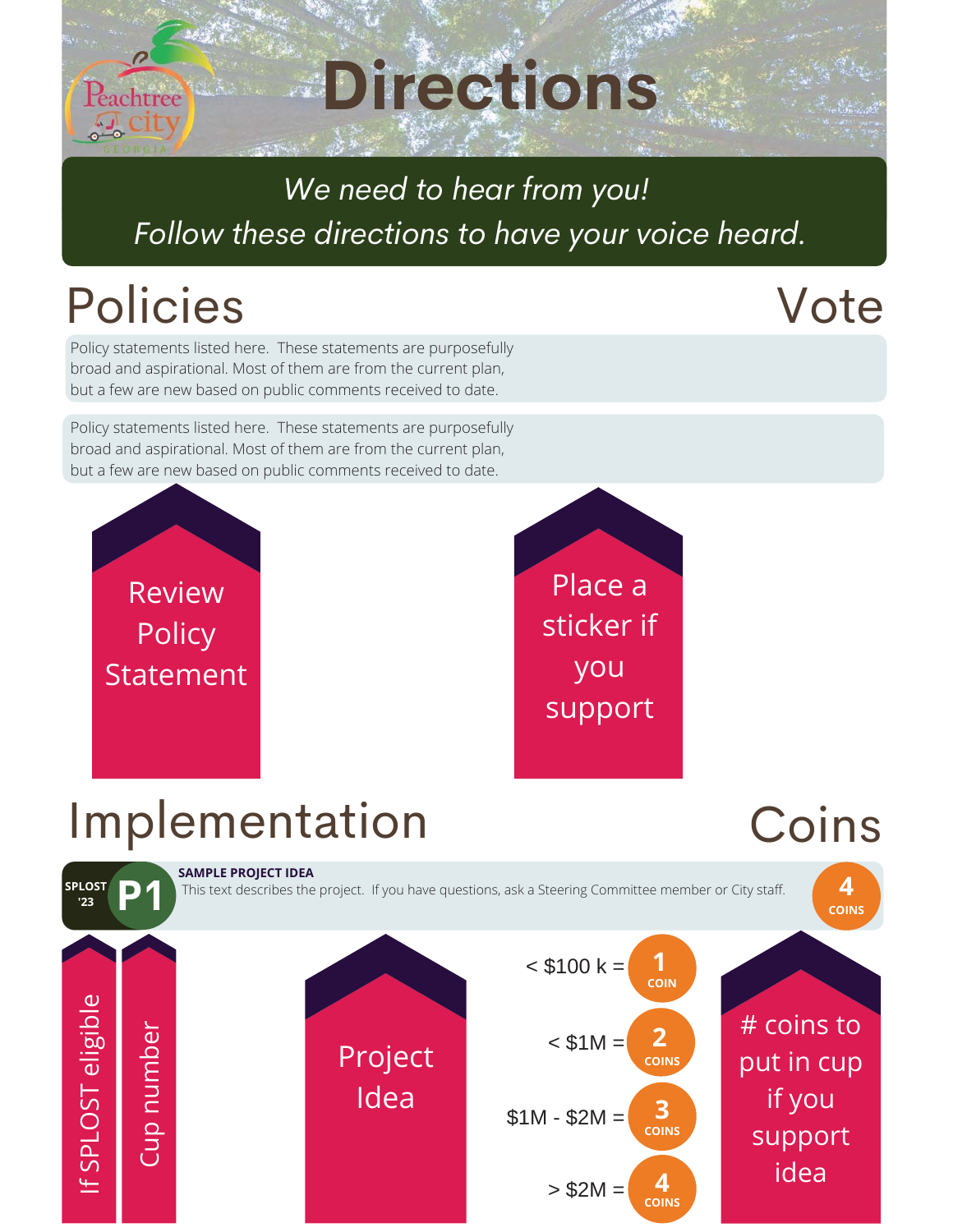# Directions

*We need to hear from you!*
*Follow these directions to have your voice heard.*

## Policies

## Vote

Policy statements listed here. These statements are purposefully broad and aspirational. Most of them are from the current plan, but a few are new based on public comments received to date.

Policy statements listed here. These statements are purposefully broad and aspirational. Most of them are from the current plan, but a few are new based on public comments received to date.

Review Policy Statement

Place a sticker if you support

## Implementation

## Coins

SPLOST '23 **P1** **SAMPLE PROJECT IDEA**
This text describes the project. If you have questions, ask a Steering Committee member or City staff.
**4** COINS

If SPLOST eligible

Cup number

Project Idea

< $100 k = **1** COIN

< $1M = **2** COINS

$1M - $2M = **3** COINS

> $2M = **4** COINS

# coins to put in cup if you support idea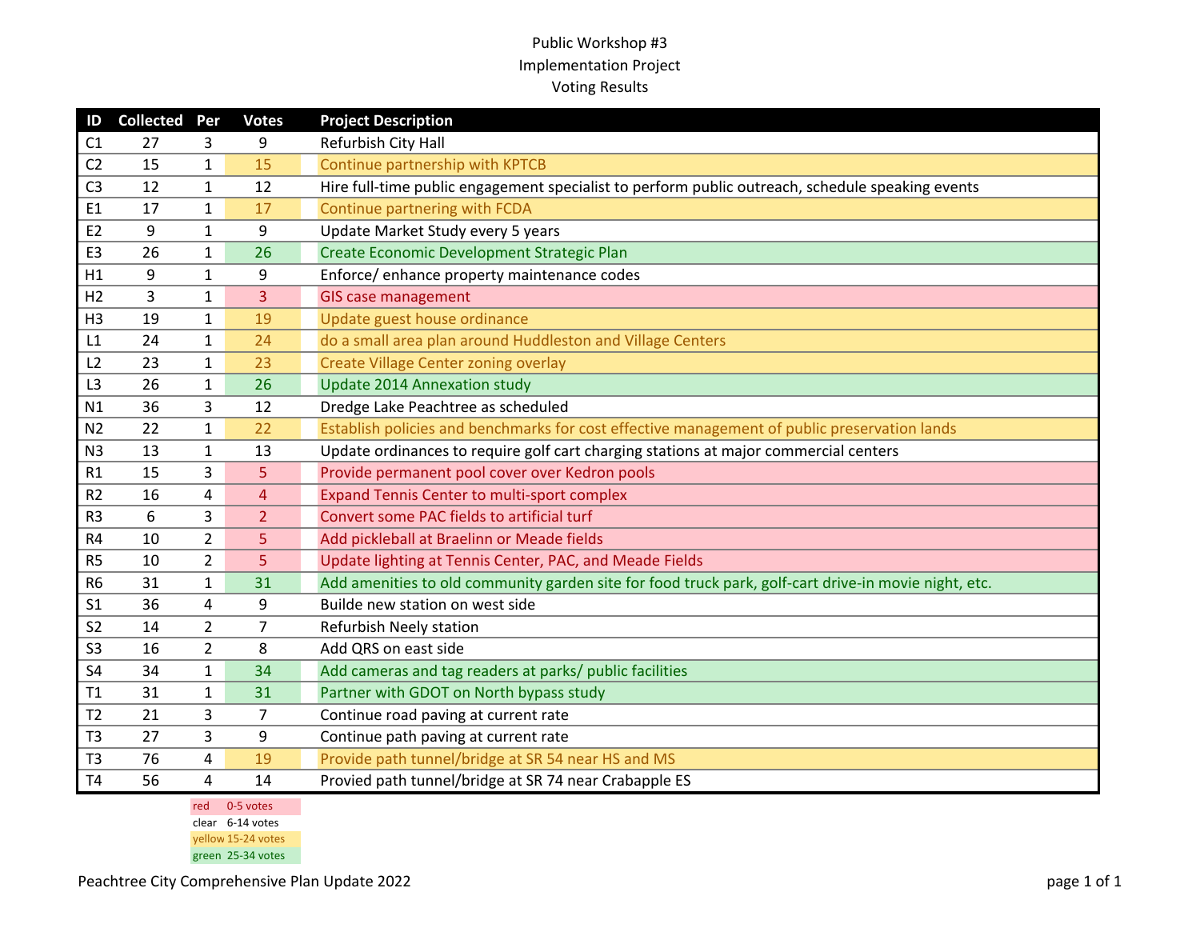Public Workshop #3
Implementation Project
Voting Results

| ID | Collected | Per | Votes | Project Description |
|---|---|---|---|---|
| C1 | 27 | 3 | 9 | Refurbish City Hall |
| C2 | 15 | 1 | 15 | Continue partnership with KPTCB |
| C3 | 12 | 1 | 12 | Hire full-time public engagement specialist to perform public outreach, schedule speaking events |
| E1 | 17 | 1 | 17 | Continue partnering with FCDA |
| E2 | 9 | 1 | 9 | Update Market Study every 5 years |
| E3 | 26 | 1 | 26 | Create Economic Development Strategic Plan |
| H1 | 9 | 1 | 9 | Enforce/ enhance property maintenance codes |
| H2 | 3 | 1 | 3 | GIS case management |
| H3 | 19 | 1 | 19 | Update guest house ordinance |
| L1 | 24 | 1 | 24 | do a small area plan around Huddleston and Village Centers |
| L2 | 23 | 1 | 23 | Create Village Center zoning overlay |
| L3 | 26 | 1 | 26 | Update 2014 Annexation study |
| N1 | 36 | 3 | 12 | Dredge Lake Peachtree as scheduled |
| N2 | 22 | 1 | 22 | Establish policies and benchmarks for cost effective management of public preservation lands |
| N3 | 13 | 1 | 13 | Update ordinances to require golf cart charging stations at major commercial centers |
| R1 | 15 | 3 | 5 | Provide permanent pool cover over Kedron pools |
| R2 | 16 | 4 | 4 | Expand Tennis Center to multi-sport complex |
| R3 | 6 | 3 | 2 | Convert some PAC fields to artificial turf |
| R4 | 10 | 2 | 5 | Add pickleball at Braelinn or Meade fields |
| R5 | 10 | 2 | 5 | Update lighting at Tennis Center, PAC, and Meade Fields |
| R6 | 31 | 1 | 31 | Add amenities to old community garden site for food truck park, golf-cart drive-in movie night, etc. |
| S1 | 36 | 4 | 9 | Builde new station on west side |
| S2 | 14 | 2 | 7 | Refurbish Neely station |
| S3 | 16 | 2 | 8 | Add QRS on east side |
| S4 | 34 | 1 | 34 | Add cameras and tag readers at parks/ public facilities |
| T1 | 31 | 1 | 31 | Partner with GDOT on North bypass study |
| T2 | 21 | 3 | 7 | Continue road paving at current rate |
| T3 | 27 | 3 | 9 | Continue path paving at current rate |
| T3 | 76 | 4 | 19 | Provide path tunnel/bridge at SR 54 near HS and MS |
| T4 | 56 | 4 | 14 | Provied path tunnel/bridge at SR 74 near Crabapple ES |

| | |
|---|---|
| red | 0-5 votes |
| clear | 6-14 votes |
| yellow | 15-24 votes |
| green | 25-34 votes |

Peachtree City Comprehensive Plan Update 2022